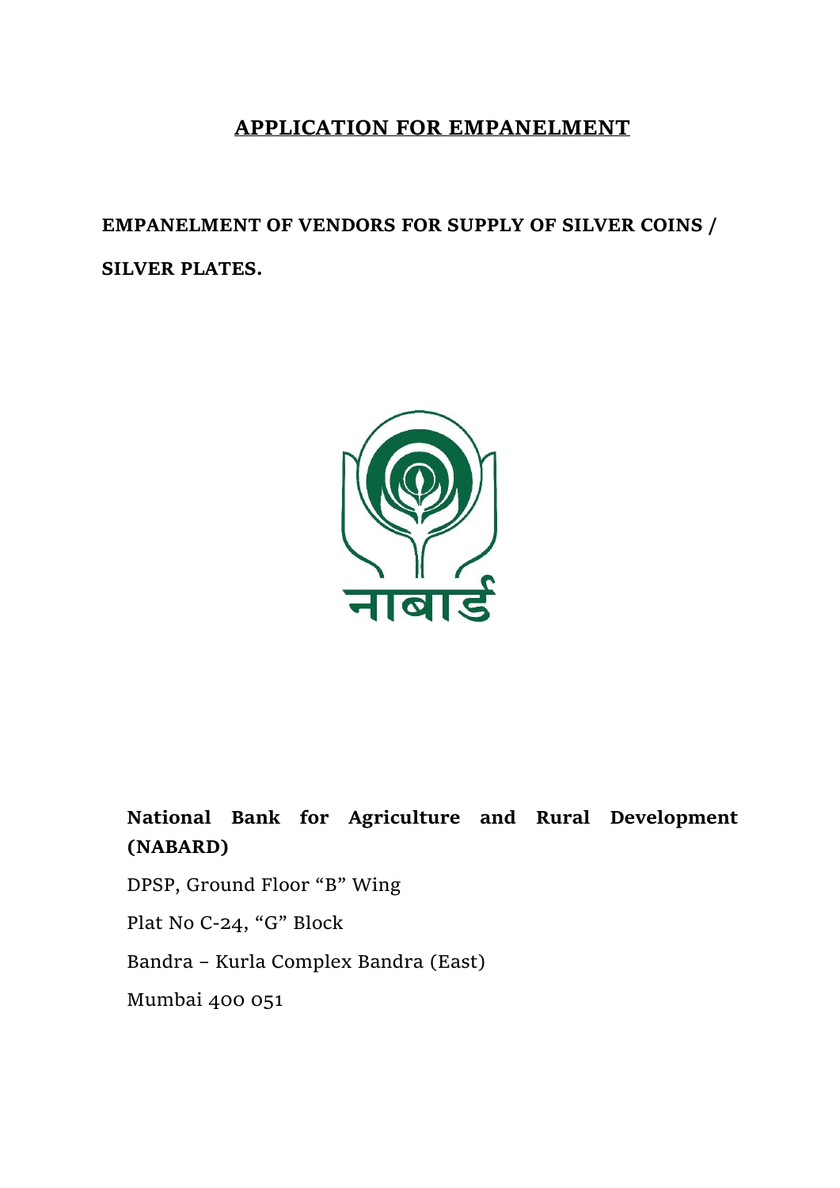# APPLICATION FOR EMPANELMENT

**EMPANELMENT OF VENDORS FOR SUPPLY OF SILVER COINS / SILVER PLATES.**

नाबार्ड

**National Bank for Agriculture and Rural Development (NABARD)**

DPSP, Ground Floor "B" Wing

Plat No C-24, "G" Block

Bandra – Kurla Complex Bandra (East)

Mumbai 400 051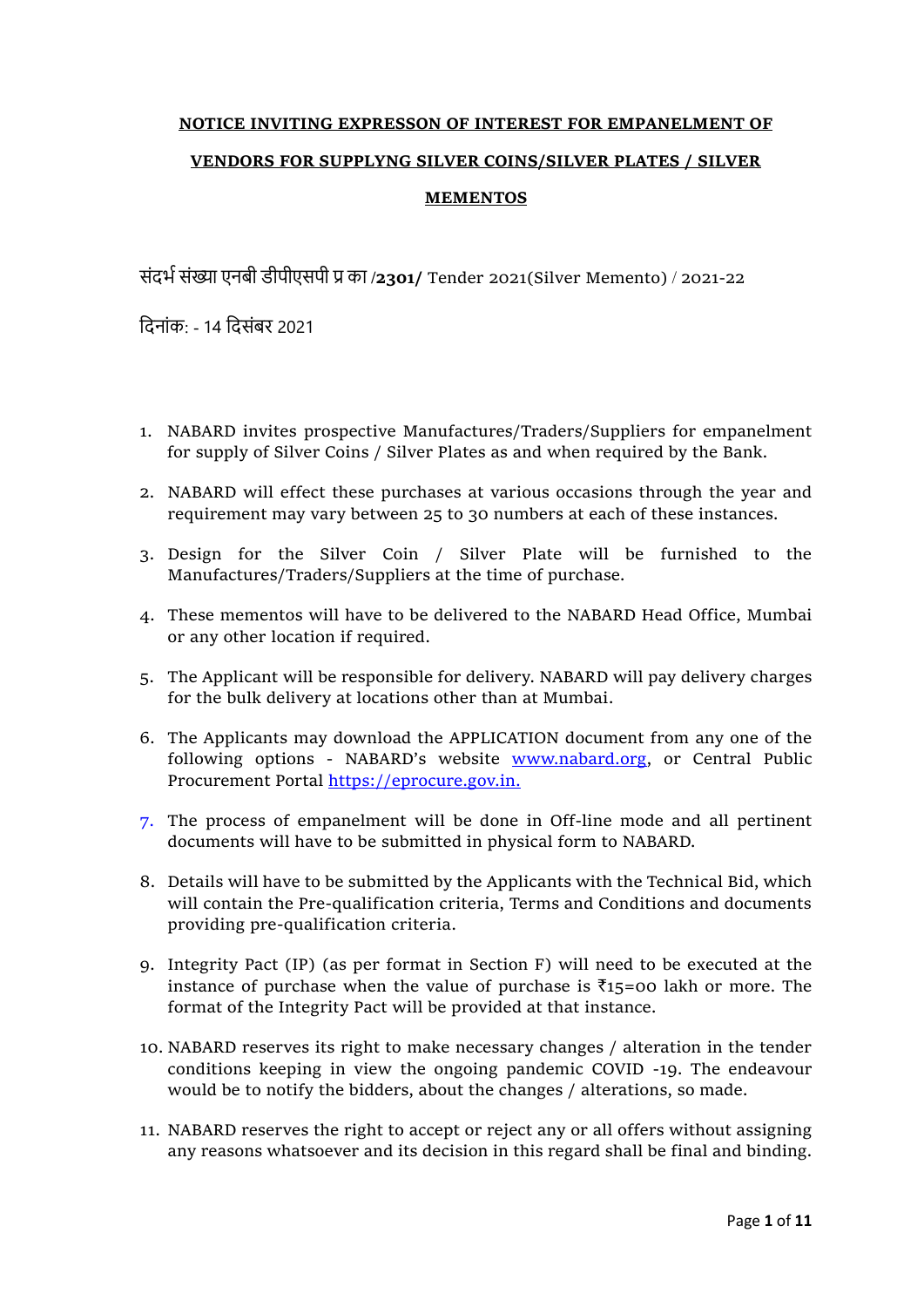**NOTICE INVITING EXPRESSON OF INTEREST FOR EMPANELMENT OF VENDORS FOR SUPPLYNG SILVER COINS/SILVER PLATES / SILVER MEMENTOS**

संदर्भ संख्या एनबी डीपीएसपी प्र का /**2301/** Tender 2021(Silver Memento) / 2021-22

दिनांक: - 14 दिसंबर 2021

1. NABARD invites prospective Manufactures/Traders/Suppliers for empanelment for supply of Silver Coins / Silver Plates as and when required by the Bank.
2. NABARD will effect these purchases at various occasions through the year and requirement may vary between 25 to 30 numbers at each of these instances.
3. Design for the Silver Coin / Silver Plate will be furnished to the Manufactures/Traders/Suppliers at the time of purchase.
4. These mementos will have to be delivered to the NABARD Head Office, Mumbai or any other location if required.
5. The Applicant will be responsible for delivery. NABARD will pay delivery charges for the bulk delivery at locations other than at Mumbai.
6. The Applicants may download the APPLICATION document from any one of the following options - NABARD's website www.nabard.org, or Central Public Procurement Portal https://eprocure.gov.in.
7. The process of empanelment will be done in Off-line mode and all pertinent documents will have to be submitted in physical form to NABARD.
8. Details will have to be submitted by the Applicants with the Technical Bid, which will contain the Pre-qualification criteria, Terms and Conditions and documents providing pre-qualification criteria.
9. Integrity Pact (IP) (as per format in Section F) will need to be executed at the instance of purchase when the value of purchase is ₹15=00 lakh or more. The format of the Integrity Pact will be provided at that instance.
10. NABARD reserves its right to make necessary changes / alteration in the tender conditions keeping in view the ongoing pandemic COVID -19. The endeavour would be to notify the bidders, about the changes / alterations, so made.
11. NABARD reserves the right to accept or reject any or all offers without assigning any reasons whatsoever and its decision in this regard shall be final and binding.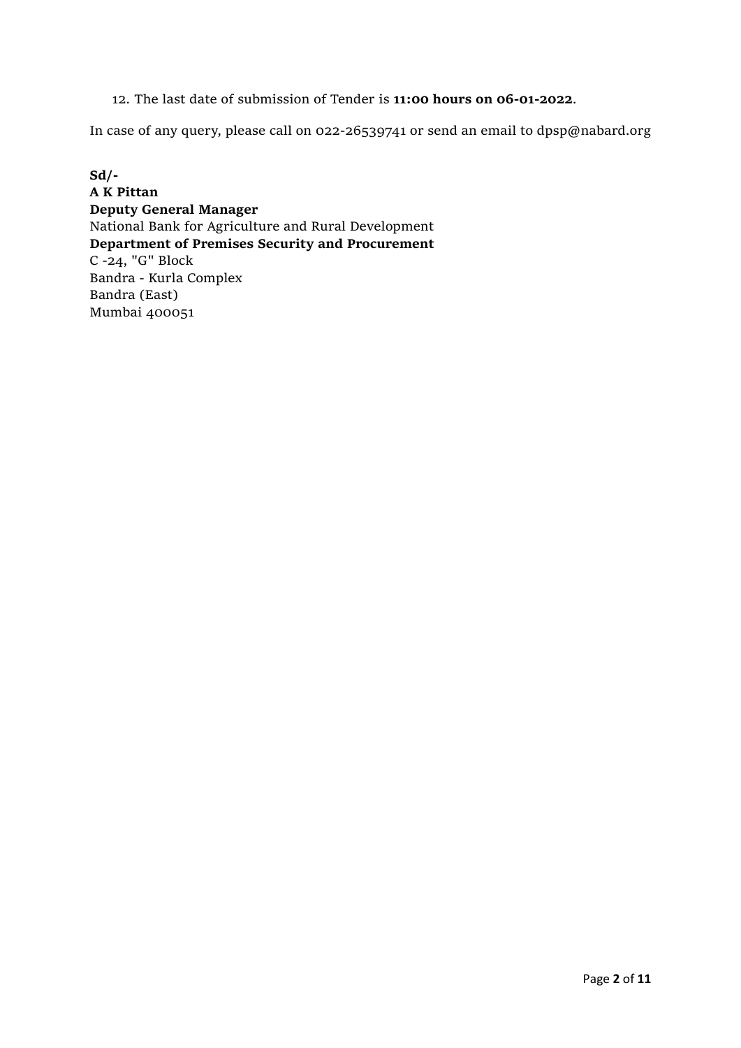12. The last date of submission of Tender is **11:00 hours on 06-01-2022**.

In case of any query, please call on 022-26539741 or send an email to dpsp@nabard.org

**Sd/-**
**A K Pittan**
**Deputy General Manager**
National Bank for Agriculture and Rural Development
**Department of Premises Security and Procurement**
C -24, "G" Block
Bandra - Kurla Complex
Bandra (East)
Mumbai 400051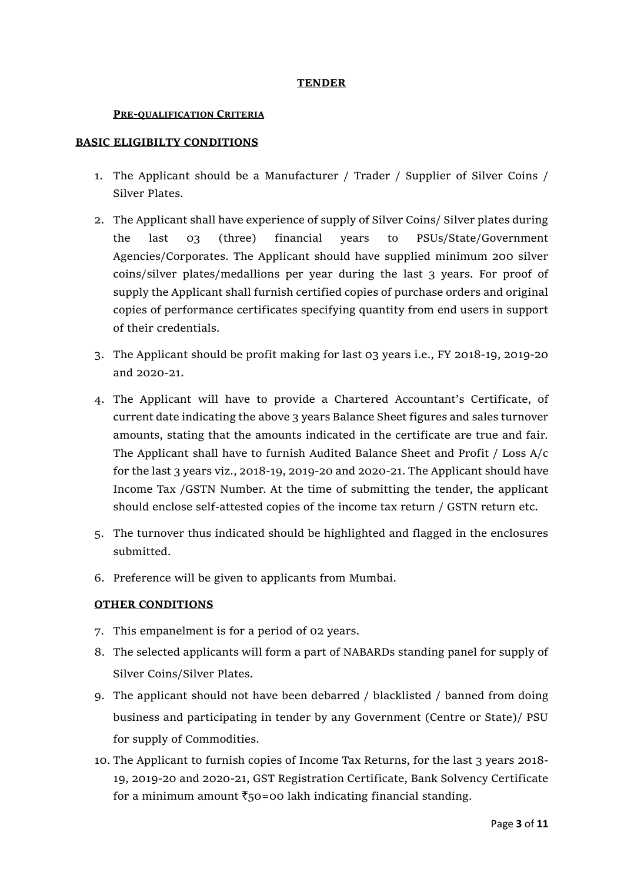# TENDER

## PRE-QUALIFICATION CRITERIA

### BASIC ELIGIBILTY CONDITIONS

1. The Applicant should be a Manufacturer / Trader / Supplier of Silver Coins / Silver Plates.
2. The Applicant shall have experience of supply of Silver Coins/ Silver plates during the last 03 (three) financial years to PSUs/State/Government Agencies/Corporates. The Applicant should have supplied minimum 200 silver coins/silver plates/medallions per year during the last 3 years. For proof of supply the Applicant shall furnish certified copies of purchase orders and original copies of performance certificates specifying quantity from end users in support of their credentials.
3. The Applicant should be profit making for last 03 years i.e., FY 2018-19, 2019-20 and 2020-21.
4. The Applicant will have to provide a Chartered Accountant's Certificate, of current date indicating the above 3 years Balance Sheet figures and sales turnover amounts, stating that the amounts indicated in the certificate are true and fair. The Applicant shall have to furnish Audited Balance Sheet and Profit / Loss A/c for the last 3 years viz., 2018-19, 2019-20 and 2020-21. The Applicant should have Income Tax /GSTN Number. At the time of submitting the tender, the applicant should enclose self-attested copies of the income tax return / GSTN return etc.
5. The turnover thus indicated should be highlighted and flagged in the enclosures submitted.
6. Preference will be given to applicants from Mumbai.

### OTHER CONDITIONS

7. This empanelment is for a period of 02 years.
8. The selected applicants will form a part of NABARDs standing panel for supply of Silver Coins/Silver Plates.
9. The applicant should not have been debarred / blacklisted / banned from doing business and participating in tender by any Government (Centre or State)/ PSU for supply of Commodities.
10. The Applicant to furnish copies of Income Tax Returns, for the last 3 years 2018-19, 2019-20 and 2020-21, GST Registration Certificate, Bank Solvency Certificate for a minimum amount ₹50=00 lakh indicating financial standing.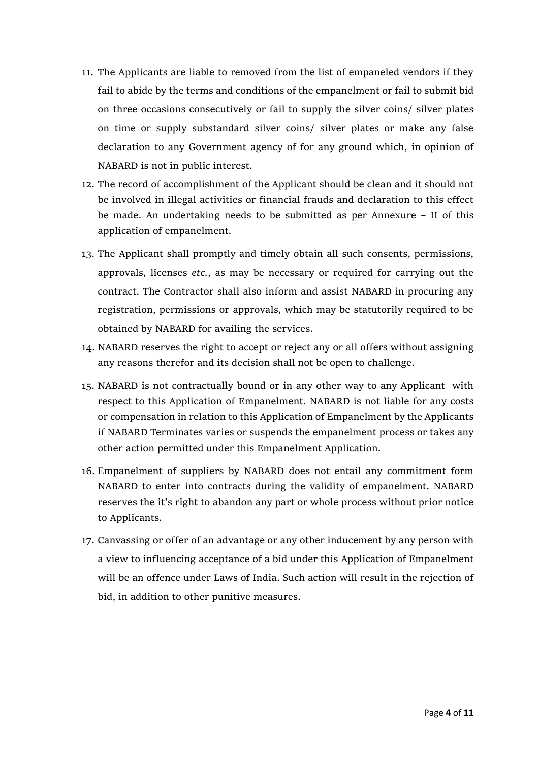11. The Applicants are liable to removed from the list of empaneled vendors if they fail to abide by the terms and conditions of the empanelment or fail to submit bid on three occasions consecutively or fail to supply the silver coins/ silver plates on time or supply substandard silver coins/ silver plates or make any false declaration to any Government agency of for any ground which, in opinion of NABARD is not in public interest.
12. The record of accomplishment of the Applicant should be clean and it should not be involved in illegal activities or financial frauds and declaration to this effect be made. An undertaking needs to be submitted as per Annexure – II of this application of empanelment.
13. The Applicant shall promptly and timely obtain all such consents, permissions, approvals, licenses *etc.*, as may be necessary or required for carrying out the contract. The Contractor shall also inform and assist NABARD in procuring any registration, permissions or approvals, which may be statutorily required to be obtained by NABARD for availing the services.
14. NABARD reserves the right to accept or reject any or all offers without assigning any reasons therefor and its decision shall not be open to challenge.
15. NABARD is not contractually bound or in any other way to any Applicant with respect to this Application of Empanelment. NABARD is not liable for any costs or compensation in relation to this Application of Empanelment by the Applicants if NABARD Terminates varies or suspends the empanelment process or takes any other action permitted under this Empanelment Application.
16. Empanelment of suppliers by NABARD does not entail any commitment form NABARD to enter into contracts during the validity of empanelment. NABARD reserves the it's right to abandon any part or whole process without prior notice to Applicants.
17. Canvassing or offer of an advantage or any other inducement by any person with a view to influencing acceptance of a bid under this Application of Empanelment will be an offence under Laws of India. Such action will result in the rejection of bid, in addition to other punitive measures.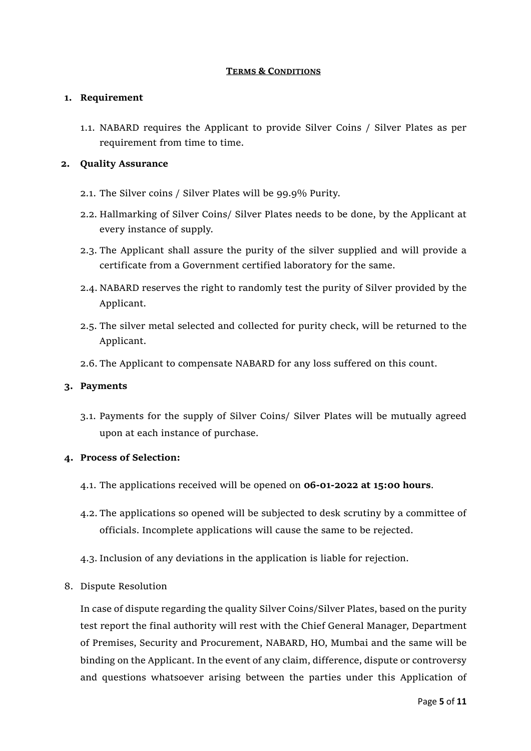**TERMS & CONDITIONS**

1. **Requirement**

   1.1. NABARD requires the Applicant to provide Silver Coins / Silver Plates as per requirement from time to time.

2. **Quality Assurance**

   2.1. The Silver coins / Silver Plates will be 99.9% Purity.

   2.2. Hallmarking of Silver Coins/ Silver Plates needs to be done, by the Applicant at every instance of supply.

   2.3. The Applicant shall assure the purity of the silver supplied and will provide a certificate from a Government certified laboratory for the same.

   2.4. NABARD reserves the right to randomly test the purity of Silver provided by the Applicant.

   2.5. The silver metal selected and collected for purity check, will be returned to the Applicant.

   2.6. The Applicant to compensate NABARD for any loss suffered on this count.

3. **Payments**

   3.1. Payments for the supply of Silver Coins/ Silver Plates will be mutually agreed upon at each instance of purchase.

4. **Process of Selection:**

   4.1. The applications received will be opened on **06-01-2022 at 15:00 hours**.

   4.2. The applications so opened will be subjected to desk scrutiny by a committee of officials. Incomplete applications will cause the same to be rejected.

   4.3. Inclusion of any deviations in the application is liable for rejection.

8. Dispute Resolution

   In case of dispute regarding the quality Silver Coins/Silver Plates, based on the purity test report the final authority will rest with the Chief General Manager, Department of Premises, Security and Procurement, NABARD, HO, Mumbai and the same will be binding on the Applicant. In the event of any claim, difference, dispute or controversy and questions whatsoever arising between the parties under this Application of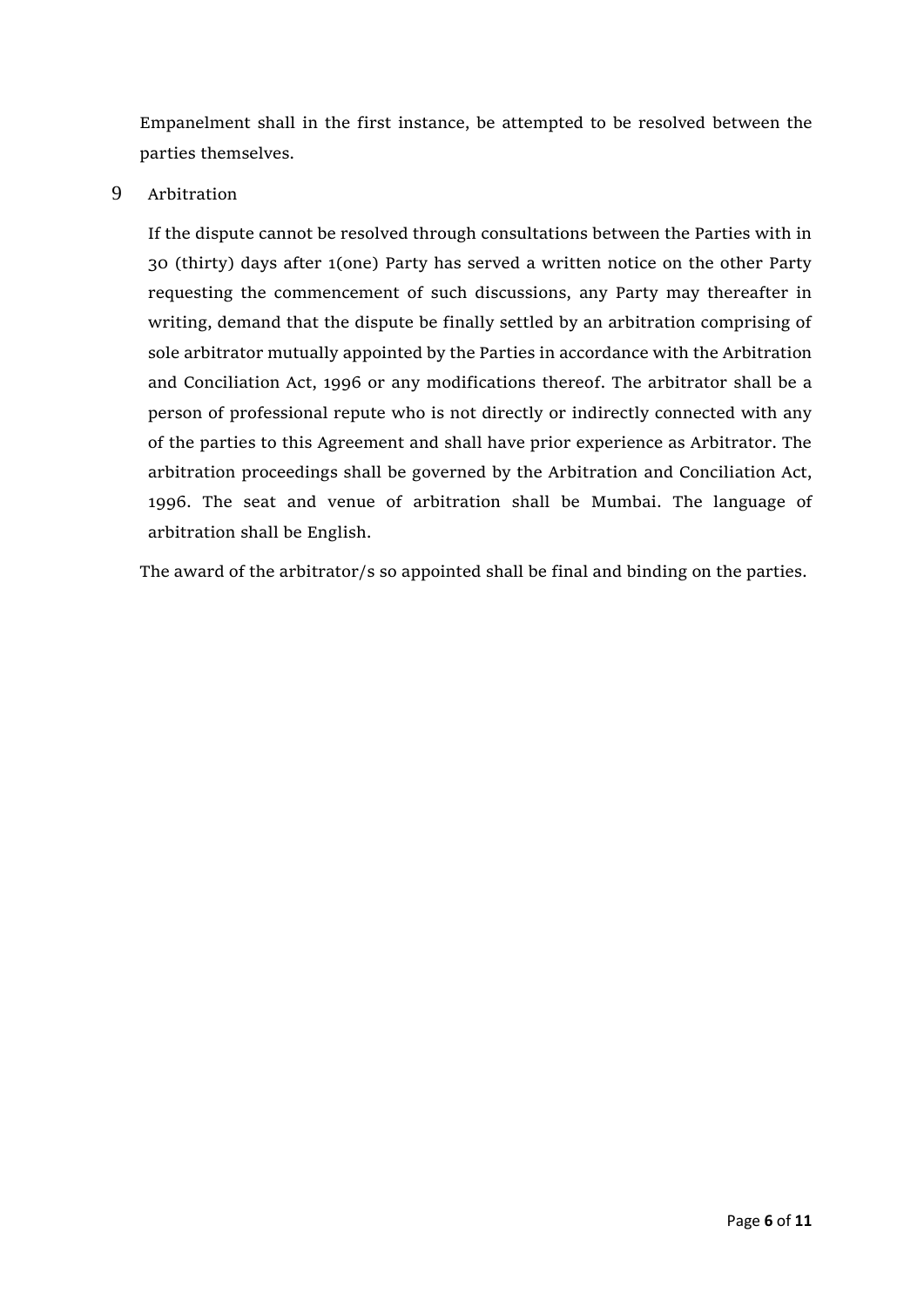Empanelment shall in the first instance, be attempted to be resolved between the parties themselves.

## 9 Arbitration

If the dispute cannot be resolved through consultations between the Parties with in 30 (thirty) days after 1(one) Party has served a written notice on the other Party requesting the commencement of such discussions, any Party may thereafter in writing, demand that the dispute be finally settled by an arbitration comprising of sole arbitrator mutually appointed by the Parties in accordance with the Arbitration and Conciliation Act, 1996 or any modifications thereof. The arbitrator shall be a person of professional repute who is not directly or indirectly connected with any of the parties to this Agreement and shall have prior experience as Arbitrator. The arbitration proceedings shall be governed by the Arbitration and Conciliation Act, 1996. The seat and venue of arbitration shall be Mumbai. The language of arbitration shall be English.

The award of the arbitrator/s so appointed shall be final and binding on the parties.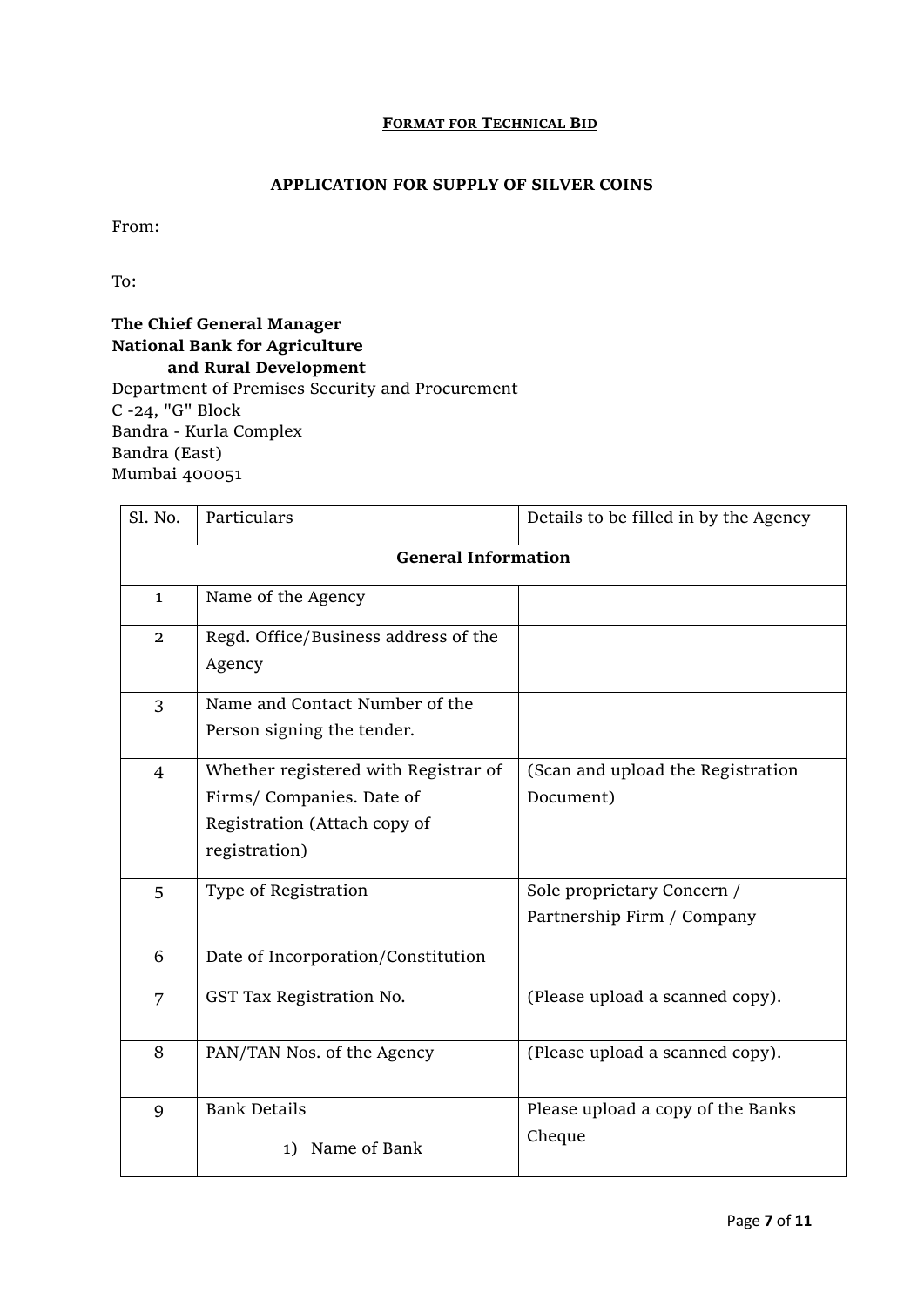## FORMAT FOR TECHNICAL BID

### APPLICATION FOR SUPPLY OF SILVER COINS

From:

To:

**The Chief General Manager**
**National Bank for Agriculture**
**and Rural Development**
Department of Premises Security and Procurement
C -24, "G" Block
Bandra - Kurla Complex
Bandra (East)
Mumbai 400051

| Sl. No. | Particulars | Details to be filled in by the Agency |
|---|---|---|
| **General Information** | | |
| 1 | Name of the Agency | |
| 2 | Regd. Office/Business address of the Agency | |
| 3 | Name and Contact Number of the Person signing the tender. | |
| 4 | Whether registered with Registrar of Firms/ Companies. Date of Registration (Attach copy of registration) | (Scan and upload the Registration Document) |
| 5 | Type of Registration | Sole proprietary Concern / Partnership Firm / Company |
| 6 | Date of Incorporation/Constitution | |
| 7 | GST Tax Registration No. | (Please upload a scanned copy). |
| 8 | PAN/TAN Nos. of the Agency | (Please upload a scanned copy). |
| 9 | Bank Details<br>1) Name of Bank | Please upload a copy of the Banks Cheque |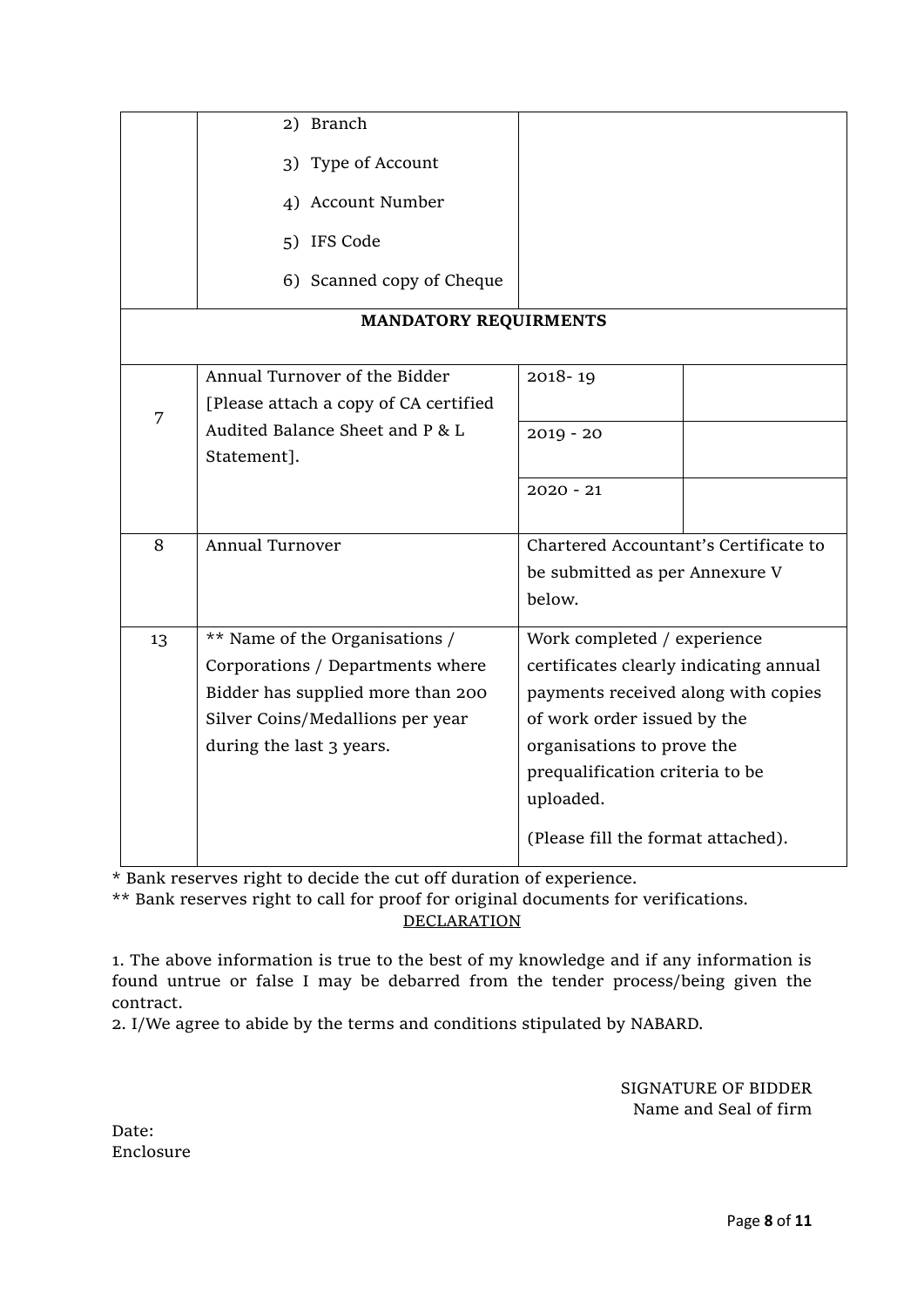|  |  |  |  |
|---|---|---|---|
|  | 2) Branch<br>3) Type of Account<br>4) Account Number<br>5) IFS Code<br>6) Scanned copy of Cheque |  |  |
| **MANDATORY REQUIRMENTS** | | | |
| 7 | Annual Turnover of the Bidder [Please attach a copy of CA certified Audited Balance Sheet and P & L Statement]. | 2018- 19 |  |
|  |  | 2019 - 20 |  |
|  |  | 2020 - 21 |  |
| 8 | Annual Turnover | Chartered Accountant's Certificate to be submitted as per Annexure V below. |  |
| 13 | ** Name of the Organisations / Corporations / Departments where Bidder has supplied more than 200 Silver Coins/Medallions per year during the last 3 years. | Work completed / experience certificates clearly indicating annual payments received along with copies of work order issued by the organisations to prove the prequalification criteria to be uploaded.<br><br>(Please fill the format attached). |  |

* Bank reserves right to decide the cut off duration of experience.

** Bank reserves right to call for proof for original documents for verifications.

<u>DECLARATION</u>

1. The above information is true to the best of my knowledge and if any information is found untrue or false I may be debarred from the tender process/being given the contract.
2. I/We agree to abide by the terms and conditions stipulated by NABARD.

SIGNATURE OF BIDDER
Name and Seal of firm

Date:
Enclosure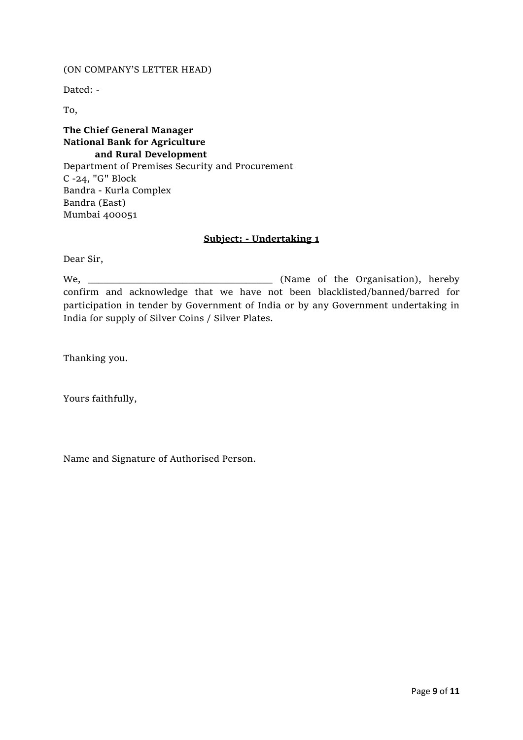(ON COMPANY'S LETTER HEAD)

Dated: -

To,

**The Chief General Manager**
**National Bank for Agriculture and Rural Development**
Department of Premises Security and Procurement
C -24, "G" Block
Bandra - Kurla Complex
Bandra (East)
Mumbai 400051

**Subject: - Undertaking 1**

Dear Sir,

We, ___________________________________ (Name of the Organisation), hereby confirm and acknowledge that we have not been blacklisted/banned/barred for participation in tender by Government of India or by any Government undertaking in India for supply of Silver Coins / Silver Plates.

Thanking you.

Yours faithfully,

Name and Signature of Authorised Person.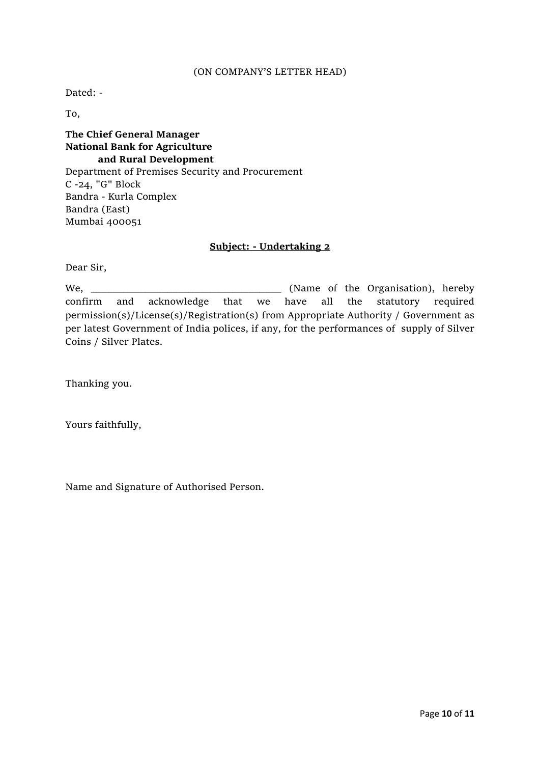(ON COMPANY'S LETTER HEAD)

Dated: -

To,

**The Chief General Manager**
**National Bank for Agriculture**
**and Rural Development**
Department of Premises Security and Procurement
C -24, "G" Block
Bandra - Kurla Complex
Bandra (East)
Mumbai 400051

**Subject: - Undertaking 2**

Dear Sir,

We, ___________________________________ (Name of the Organisation), hereby confirm and acknowledge that we have all the statutory required permission(s)/License(s)/Registration(s) from Appropriate Authority / Government as per latest Government of India polices, if any, for the performances of supply of Silver Coins / Silver Plates.

Thanking you.

Yours faithfully,

Name and Signature of Authorised Person.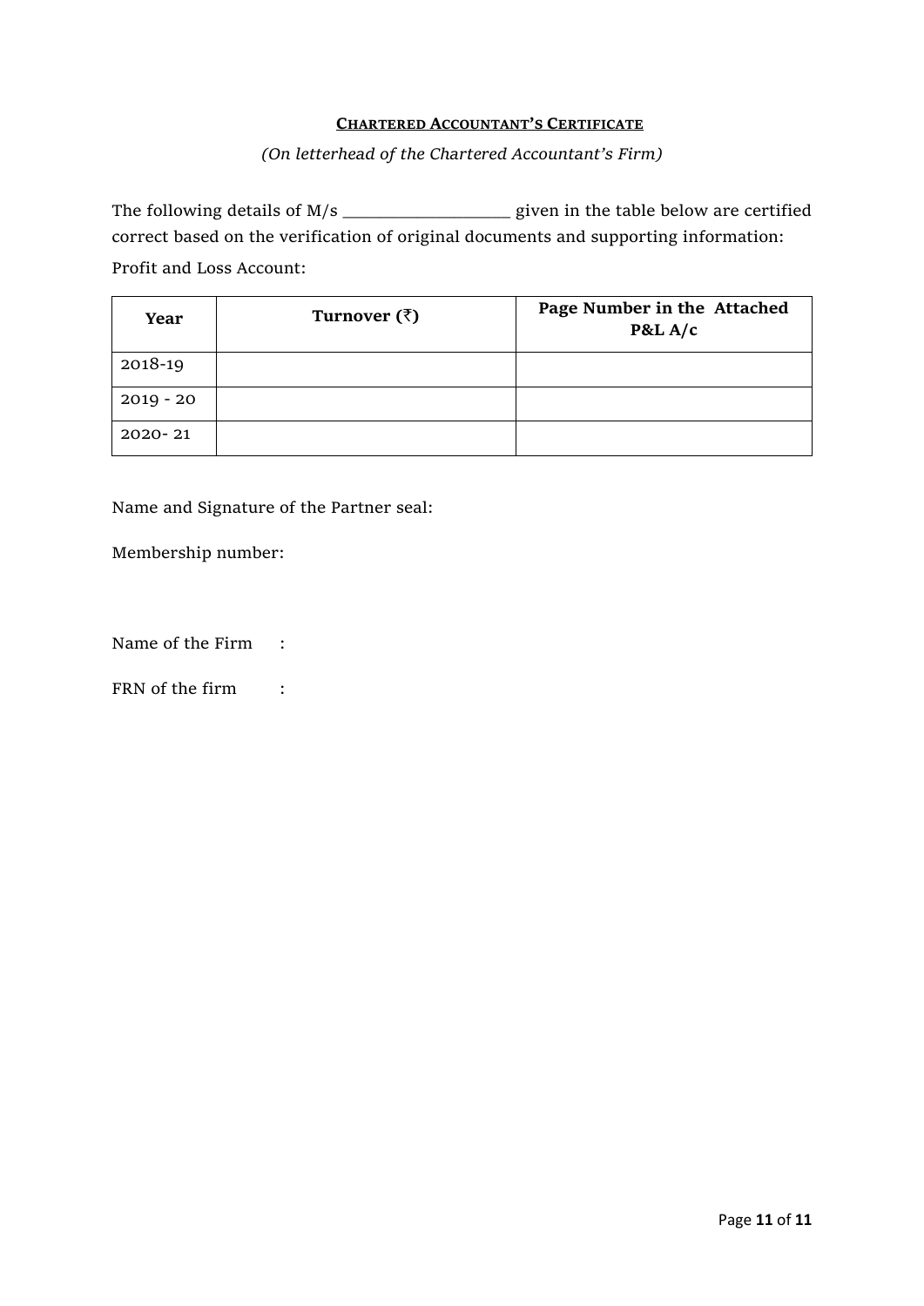## <u>**CHARTERED ACCOUNTANT'S CERTIFICATE**</u>

*(On letterhead of the Chartered Accountant's Firm)*

The following details of M/s __________________ given in the table below are certified correct based on the verification of original documents and supporting information:

Profit and Loss Account:

| **Year** | **Turnover (₹)** | **Page Number in the Attached P&L A/c** |
|---|---|---|
| 2018-19 | | |
| 2019 - 20 | | |
| 2020- 21 | | |

Name and Signature of the Partner seal:

Membership number:

Name of the Firm :

FRN of the firm :